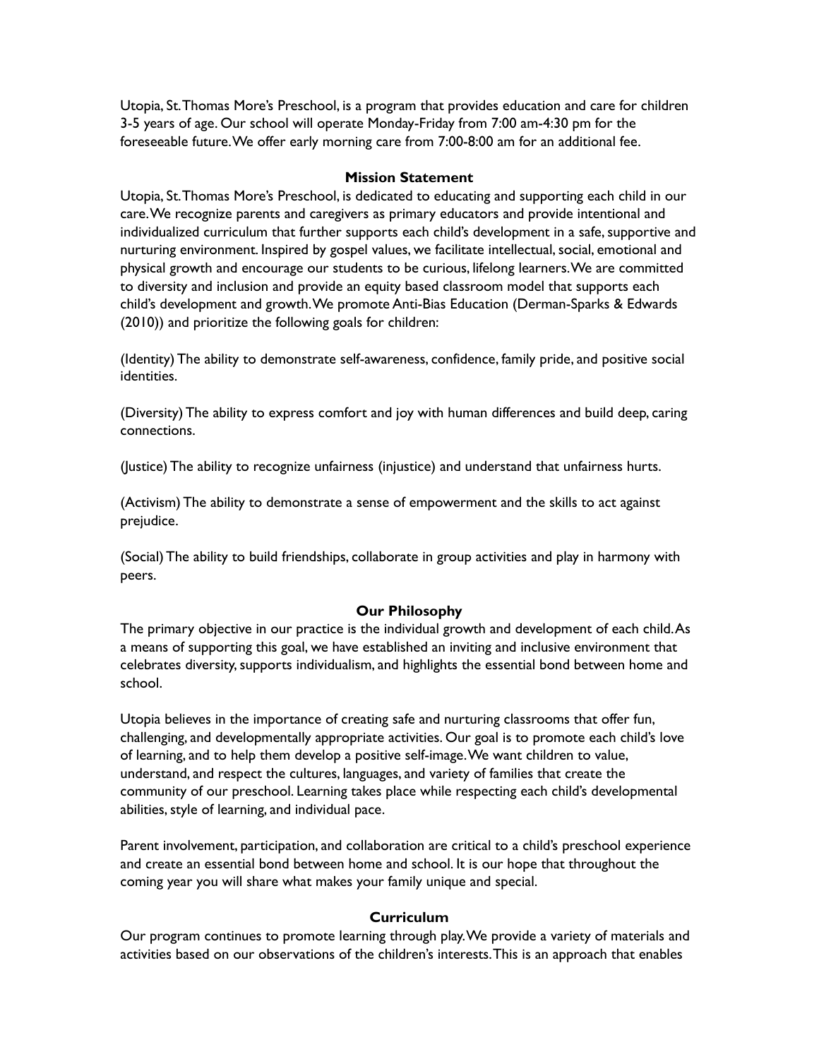Utopia, St. Thomas More's Preschool, is a program that provides education and care for children 3-5 years of age. Our school will operate Monday-Friday from 7:00 am-4:30 pm for the foreseeable future. We offer early morning care from 7:00-8:00 am for an additional fee.

## Mission Statement

Utopia, St. Thomas More's Preschool, is dedicated to educating and supporting each child in our care. We recognize parents and caregivers as primary educators and provide intentional and individualized curriculum that further supports each child's development in a safe, supportive and nurturing environment. Inspired by gospel values, we facilitate intellectual, social, emotional and physical growth and encourage our students to be curious, lifelong learners. We are committed to diversity and inclusion and provide an equity based classroom model that supports each child's development and growth. We promote Anti-Bias Education (Derman-Sparks & Edwards (2010)) and prioritize the following goals for children:

(Identity) The ability to demonstrate self-awareness, confidence, family pride, and positive social identities.

(Diversity) The ability to express comfort and joy with human differences and build deep, caring connections.

(Justice) The ability to recognize unfairness (injustice) and understand that unfairness hurts.

(Activism) The ability to demonstrate a sense of empowerment and the skills to act against prejudice.

(Social) The ability to build friendships, collaborate in group activities and play in harmony with peers.

## Our Philosophy

The primary objective in our practice is the individual growth and development of each child. As a means of supporting this goal, we have established an inviting and inclusive environment that celebrates diversity, supports individualism, and highlights the essential bond between home and school.

Utopia believes in the importance of creating safe and nurturing classrooms that offer fun, challenging, and developmentally appropriate activities. Our goal is to promote each child's love of learning, and to help them develop a positive self-image. We want children to value, understand, and respect the cultures, languages, and variety of families that create the community of our preschool. Learning takes place while respecting each child's developmental abilities, style of learning, and individual pace.

Parent involvement, participation, and collaboration are critical to a child's preschool experience and create an essential bond between home and school. It is our hope that throughout the coming year you will share what makes your family unique and special.

## Curriculum

Our program continues to promote learning through play. We provide a variety of materials and activities based on our observations of the children's interests. This is an approach that enables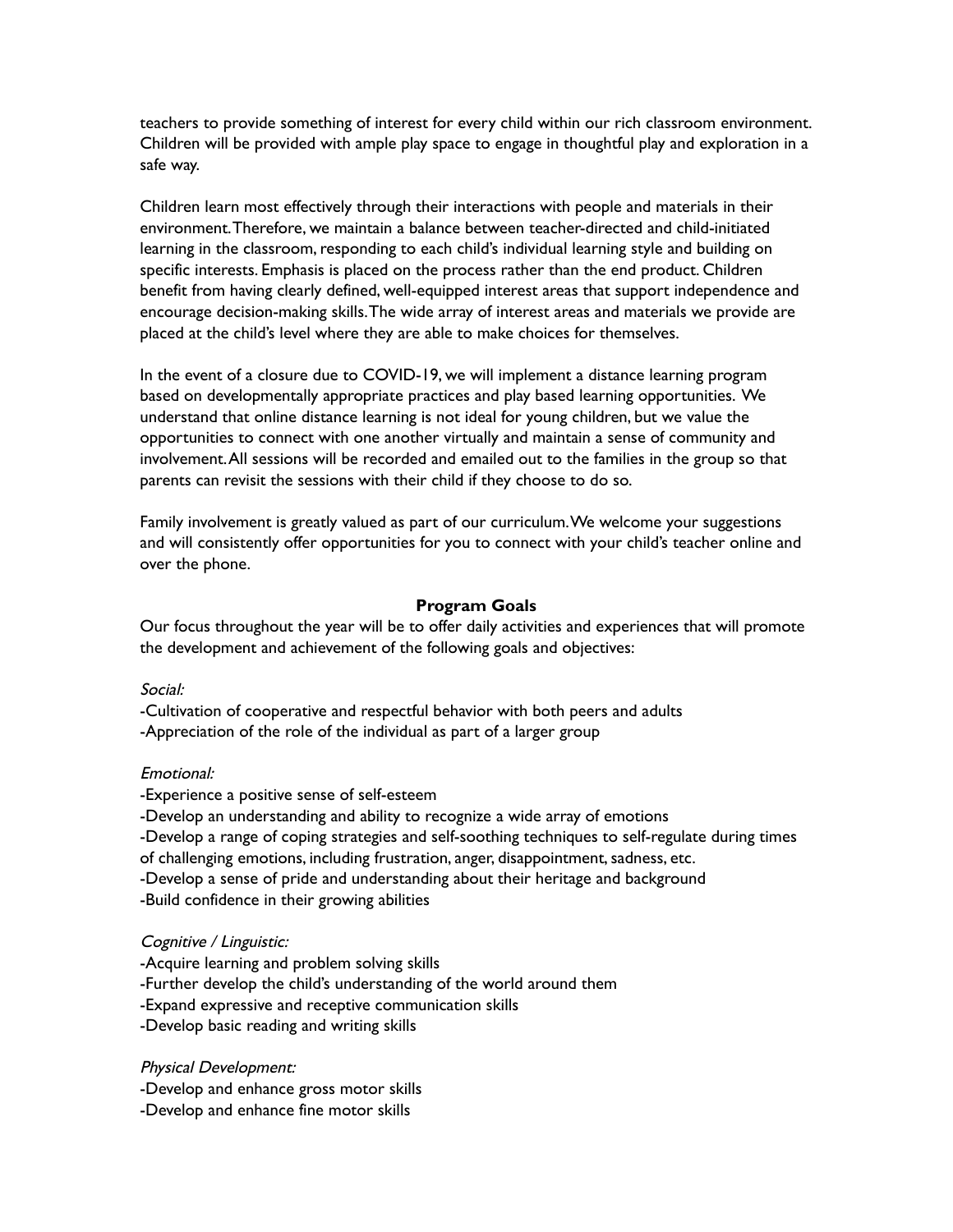teachers to provide something of interest for every child within our rich classroom environment. Children will be provided with ample play space to engage in thoughtful play and exploration in a safe way.

Children learn most effectively through their interactions with people and materials in their environment. Therefore, we maintain a balance between teacher-directed and child-initiated learning in the classroom, responding to each child's individual learning style and building on specific interests. Emphasis is placed on the process rather than the end product. Children benefit from having clearly defined, well-equipped interest areas that support independence and encourage decision-making skills. The wide array of interest areas and materials we provide are placed at the child's level where they are able to make choices for themselves.

In the event of a closure due to COVID-19, we will implement a distance learning program based on developmentally appropriate practices and play based learning opportunities. We understand that online distance learning is not ideal for young children, but we value the opportunities to connect with one another virtually and maintain a sense of community and involvement. All sessions will be recorded and emailed out to the families in the group so that parents can revisit the sessions with their child if they choose to do so.

Family involvement is greatly valued as part of our curriculum. We welcome your suggestions and will consistently offer opportunities for you to connect with your child's teacher online and over the phone.

## Program Goals

Our focus throughout the year will be to offer daily activities and experiences that will promote the development and achievement of the following goals and objectives:

*Social:*

-Cultivation of cooperative and respectful behavior with both peers and adults
-Appreciation of the role of the individual as part of a larger group

*Emotional:*

-Experience a positive sense of self-esteem
-Develop an understanding and ability to recognize a wide array of emotions
-Develop a range of coping strategies and self-soothing techniques to self-regulate during times of challenging emotions, including frustration, anger, disappointment, sadness, etc.
-Develop a sense of pride and understanding about their heritage and background
-Build confidence in their growing abilities

*Cognitive / Linguistic:*

-Acquire learning and problem solving skills
-Further develop the child's understanding of the world around them
-Expand expressive and receptive communication skills
-Develop basic reading and writing skills

*Physical Development:*

-Develop and enhance gross motor skills
-Develop and enhance fine motor skills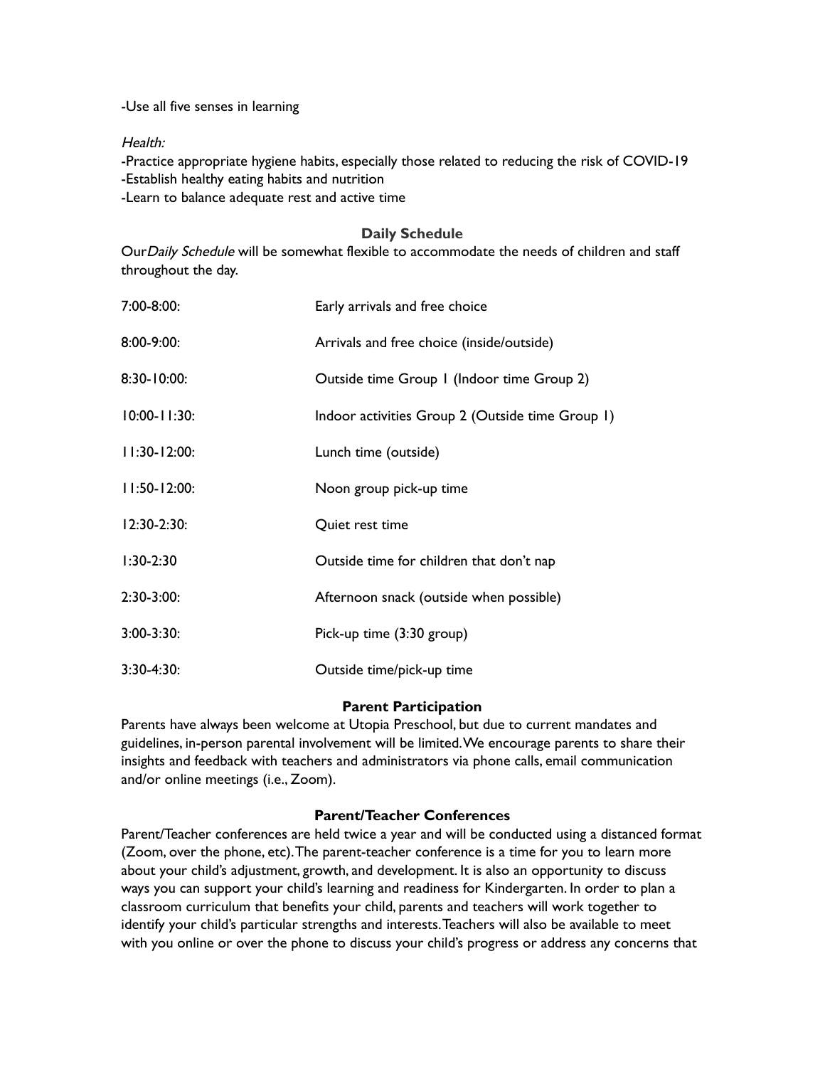-Use all five senses in learning

*Health:*

-Practice appropriate hygiene habits, especially those related to reducing the risk of COVID-19
-Establish healthy eating habits and nutrition
-Learn to balance adequate rest and active time

## Daily Schedule

Our*Daily Schedule* will be somewhat flexible to accommodate the needs of children and staff throughout the day.

| | |
|---|---|
| 7:00-8:00: | Early arrivals and free choice |
| 8:00-9:00: | Arrivals and free choice (inside/outside) |
| 8:30-10:00: | Outside time Group 1 (Indoor time Group 2) |
| 10:00-11:30: | Indoor activities Group 2 (Outside time Group 1) |
| 11:30-12:00: | Lunch time (outside) |
| 11:50-12:00: | Noon group pick-up time |
| 12:30-2:30: | Quiet rest time |
| 1:30-2:30 | Outside time for children that don't nap |
| 2:30-3:00: | Afternoon snack (outside when possible) |
| 3:00-3:30: | Pick-up time (3:30 group) |
| 3:30-4:30: | Outside time/pick-up time |

## Parent Participation

Parents have always been welcome at Utopia Preschool, but due to current mandates and guidelines, in-person parental involvement will be limited. We encourage parents to share their insights and feedback with teachers and administrators via phone calls, email communication and/or online meetings (i.e., Zoom).

## Parent/Teacher Conferences

Parent/Teacher conferences are held twice a year and will be conducted using a distanced format (Zoom, over the phone, etc). The parent-teacher conference is a time for you to learn more about your child's adjustment, growth, and development. It is also an opportunity to discuss ways you can support your child's learning and readiness for Kindergarten. In order to plan a classroom curriculum that benefits your child, parents and teachers will work together to identify your child's particular strengths and interests. Teachers will also be available to meet with you online or over the phone to discuss your child's progress or address any concerns that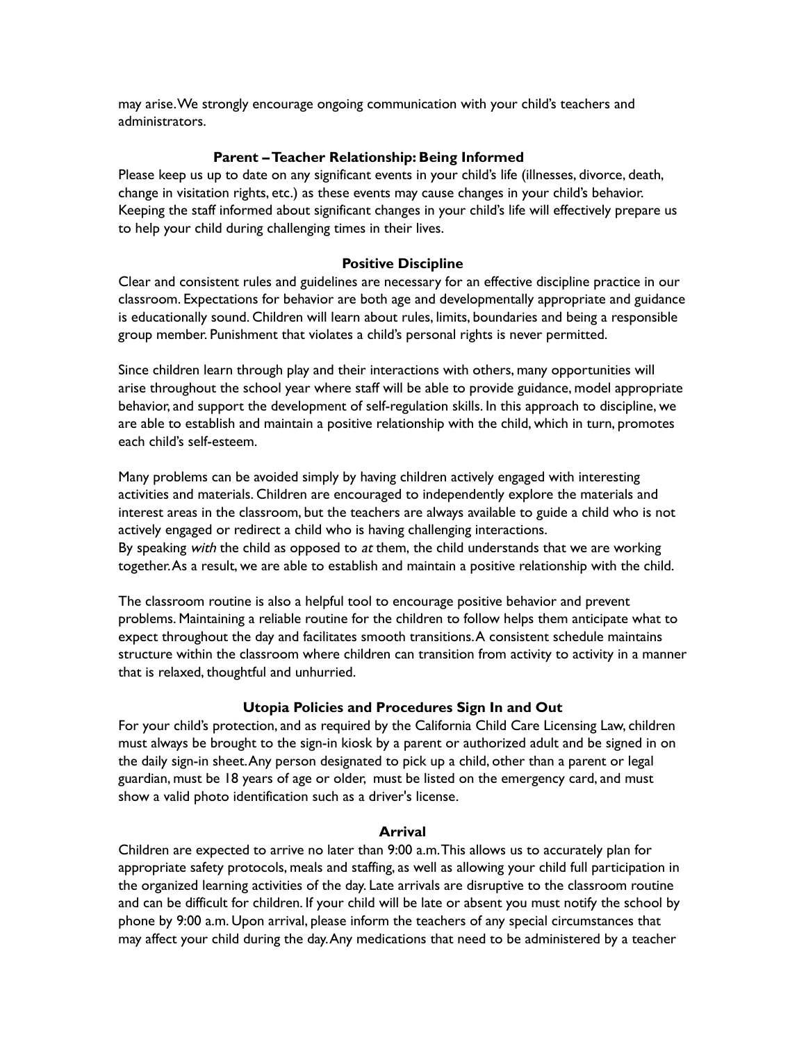may arise. We strongly encourage ongoing communication with your child's teachers and administrators.

### Parent – Teacher Relationship: Being Informed

Please keep us up to date on any significant events in your child's life (illnesses, divorce, death, change in visitation rights, etc.) as these events may cause changes in your child's behavior. Keeping the staff informed about significant changes in your child's life will effectively prepare us to help your child during challenging times in their lives.

### Positive Discipline

Clear and consistent rules and guidelines are necessary for an effective discipline practice in our classroom. Expectations for behavior are both age and developmentally appropriate and guidance is educationally sound. Children will learn about rules, limits, boundaries and being a responsible group member. Punishment that violates a child's personal rights is never permitted.

Since children learn through play and their interactions with others, many opportunities will arise throughout the school year where staff will be able to provide guidance, model appropriate behavior, and support the development of self-regulation skills. In this approach to discipline, we are able to establish and maintain a positive relationship with the child, which in turn, promotes each child's self-esteem.

Many problems can be avoided simply by having children actively engaged with interesting activities and materials. Children are encouraged to independently explore the materials and interest areas in the classroom, but the teachers are always available to guide a child who is not actively engaged or redirect a child who is having challenging interactions.
By speaking *with* the child as opposed to *at* them, the child understands that we are working together. As a result, we are able to establish and maintain a positive relationship with the child.

The classroom routine is also a helpful tool to encourage positive behavior and prevent problems. Maintaining a reliable routine for the children to follow helps them anticipate what to expect throughout the day and facilitates smooth transitions. A consistent schedule maintains structure within the classroom where children can transition from activity to activity in a manner that is relaxed, thoughtful and unhurried.

### Utopia Policies and Procedures Sign In and Out

For your child's protection, and as required by the California Child Care Licensing Law, children must always be brought to the sign-in kiosk by a parent or authorized adult and be signed in on the daily sign-in sheet. Any person designated to pick up a child, other than a parent or legal guardian, must be 18 years of age or older, must be listed on the emergency card, and must show a valid photo identification such as a driver's license.

### Arrival

Children are expected to arrive no later than 9:00 a.m. This allows us to accurately plan for appropriate safety protocols, meals and staffing, as well as allowing your child full participation in the organized learning activities of the day. Late arrivals are disruptive to the classroom routine and can be difficult for children. If your child will be late or absent you must notify the school by phone by 9:00 a.m. Upon arrival, please inform the teachers of any special circumstances that may affect your child during the day. Any medications that need to be administered by a teacher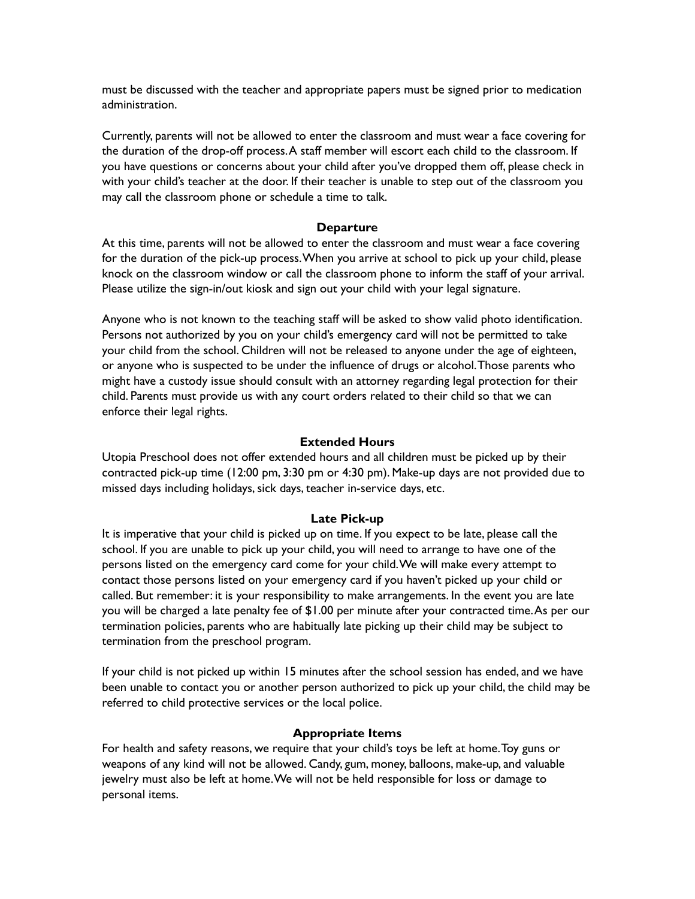must be discussed with the teacher and appropriate papers must be signed prior to medication administration.

Currently, parents will not be allowed to enter the classroom and must wear a face covering for the duration of the drop-off process. A staff member will escort each child to the classroom. If you have questions or concerns about your child after you've dropped them off, please check in with your child's teacher at the door. If their teacher is unable to step out of the classroom you may call the classroom phone or schedule a time to talk.

### Departure

At this time, parents will not be allowed to enter the classroom and must wear a face covering for the duration of the pick-up process. When you arrive at school to pick up your child, please knock on the classroom window or call the classroom phone to inform the staff of your arrival. Please utilize the sign-in/out kiosk and sign out your child with your legal signature.

Anyone who is not known to the teaching staff will be asked to show valid photo identification. Persons not authorized by you on your child's emergency card will not be permitted to take your child from the school. Children will not be released to anyone under the age of eighteen, or anyone who is suspected to be under the influence of drugs or alcohol. Those parents who might have a custody issue should consult with an attorney regarding legal protection for their child. Parents must provide us with any court orders related to their child so that we can enforce their legal rights.

### Extended Hours

Utopia Preschool does not offer extended hours and all children must be picked up by their contracted pick-up time (12:00 pm, 3:30 pm or 4:30 pm). Make-up days are not provided due to missed days including holidays, sick days, teacher in-service days, etc.

### Late Pick-up

It is imperative that your child is picked up on time. If you expect to be late, please call the school. If you are unable to pick up your child, you will need to arrange to have one of the persons listed on the emergency card come for your child. We will make every attempt to contact those persons listed on your emergency card if you haven't picked up your child or called. But remember: it is your responsibility to make arrangements. In the event you are late you will be charged a late penalty fee of $1.00 per minute after your contracted time. As per our termination policies, parents who are habitually late picking up their child may be subject to termination from the preschool program.

If your child is not picked up within 15 minutes after the school session has ended, and we have been unable to contact you or another person authorized to pick up your child, the child may be referred to child protective services or the local police.

### Appropriate Items

For health and safety reasons, we require that your child's toys be left at home. Toy guns or weapons of any kind will not be allowed. Candy, gum, money, balloons, make-up, and valuable jewelry must also be left at home. We will not be held responsible for loss or damage to personal items.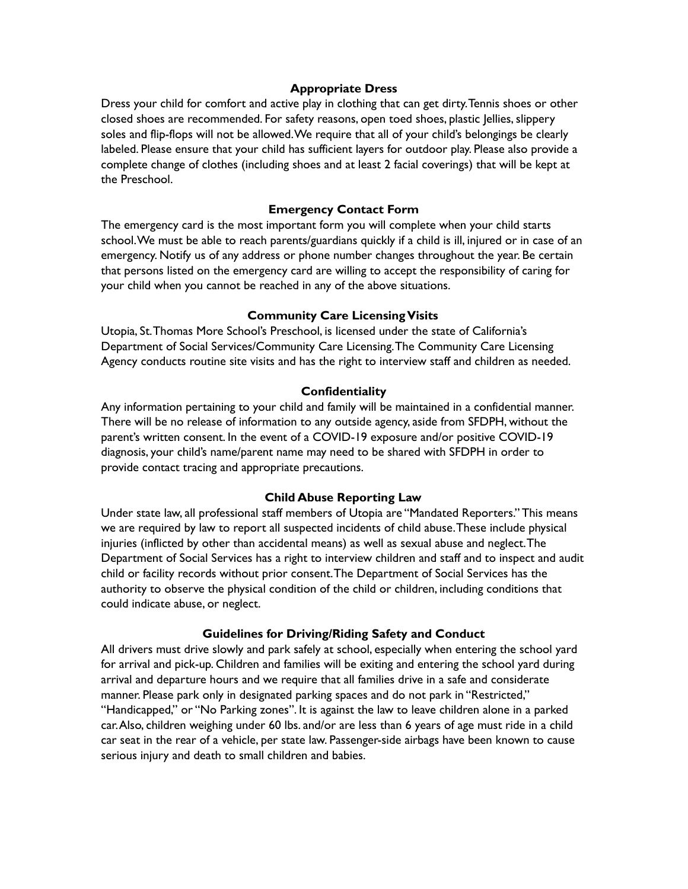## Appropriate Dress

Dress your child for comfort and active play in clothing that can get dirty. Tennis shoes or other closed shoes are recommended. For safety reasons, open toed shoes, plastic Jellies, slippery soles and flip-flops will not be allowed. We require that all of your child's belongings be clearly labeled. Please ensure that your child has sufficient layers for outdoor play. Please also provide a complete change of clothes (including shoes and at least 2 facial coverings) that will be kept at the Preschool.

## Emergency Contact Form

The emergency card is the most important form you will complete when your child starts school. We must be able to reach parents/guardians quickly if a child is ill, injured or in case of an emergency. Notify us of any address or phone number changes throughout the year. Be certain that persons listed on the emergency card are willing to accept the responsibility of caring for your child when you cannot be reached in any of the above situations.

## Community Care Licensing Visits

Utopia, St. Thomas More School's Preschool, is licensed under the state of California's Department of Social Services/Community Care Licensing. The Community Care Licensing Agency conducts routine site visits and has the right to interview staff and children as needed.

## Confidentiality

Any information pertaining to your child and family will be maintained in a confidential manner. There will be no release of information to any outside agency, aside from SFDPH, without the parent's written consent. In the event of a COVID-19 exposure and/or positive COVID-19 diagnosis, your child's name/parent name may need to be shared with SFDPH in order to provide contact tracing and appropriate precautions.

## Child Abuse Reporting Law

Under state law, all professional staff members of Utopia are "Mandated Reporters." This means we are required by law to report all suspected incidents of child abuse. These include physical injuries (inflicted by other than accidental means) as well as sexual abuse and neglect. The Department of Social Services has a right to interview children and staff and to inspect and audit child or facility records without prior consent. The Department of Social Services has the authority to observe the physical condition of the child or children, including conditions that could indicate abuse, or neglect.

## Guidelines for Driving/Riding Safety and Conduct

All drivers must drive slowly and park safely at school, especially when entering the school yard for arrival and pick-up. Children and families will be exiting and entering the school yard during arrival and departure hours and we require that all families drive in a safe and considerate manner. Please park only in designated parking spaces and do not park in "Restricted," "Handicapped," or "No Parking zones". It is against the law to leave children alone in a parked car. Also, children weighing under 60 lbs. and/or are less than 6 years of age must ride in a child car seat in the rear of a vehicle, per state law. Passenger-side airbags have been known to cause serious injury and death to small children and babies.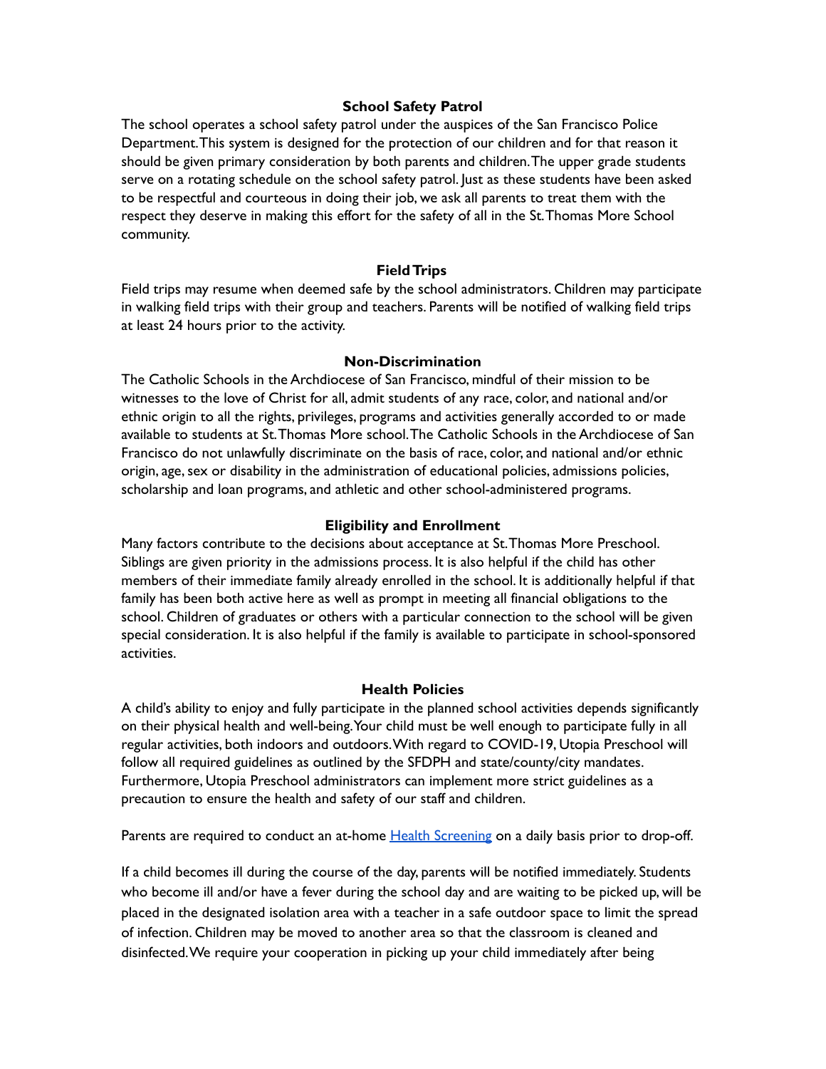### School Safety Patrol

The school operates a school safety patrol under the auspices of the San Francisco Police Department. This system is designed for the protection of our children and for that reason it should be given primary consideration by both parents and children. The upper grade students serve on a rotating schedule on the school safety patrol. Just as these students have been asked to be respectful and courteous in doing their job, we ask all parents to treat them with the respect they deserve in making this effort for the safety of all in the St. Thomas More School community.

### Field Trips

Field trips may resume when deemed safe by the school administrators. Children may participate in walking field trips with their group and teachers. Parents will be notified of walking field trips at least 24 hours prior to the activity.

### Non-Discrimination

The Catholic Schools in the Archdiocese of San Francisco, mindful of their mission to be witnesses to the love of Christ for all, admit students of any race, color, and national and/or ethnic origin to all the rights, privileges, programs and activities generally accorded to or made available to students at St. Thomas More school. The Catholic Schools in the Archdiocese of San Francisco do not unlawfully discriminate on the basis of race, color, and national and/or ethnic origin, age, sex or disability in the administration of educational policies, admissions policies, scholarship and loan programs, and athletic and other school-administered programs.

### Eligibility and Enrollment

Many factors contribute to the decisions about acceptance at St. Thomas More Preschool. Siblings are given priority in the admissions process. It is also helpful if the child has other members of their immediate family already enrolled in the school. It is additionally helpful if that family has been both active here as well as prompt in meeting all financial obligations to the school. Children of graduates or others with a particular connection to the school will be given special consideration. It is also helpful if the family is available to participate in school-sponsored activities.

### Health Policies

A child's ability to enjoy and fully participate in the planned school activities depends significantly on their physical health and well-being. Your child must be well enough to participate fully in all regular activities, both indoors and outdoors. With regard to COVID-19, Utopia Preschool will follow all required guidelines as outlined by the SFDPH and state/county/city mandates. Furthermore, Utopia Preschool administrators can implement more strict guidelines as a precaution to ensure the health and safety of our staff and children.

Parents are required to conduct an at-home Health Screening on a daily basis prior to drop-off.

If a child becomes ill during the course of the day, parents will be notified immediately. Students who become ill and/or have a fever during the school day and are waiting to be picked up, will be placed in the designated isolation area with a teacher in a safe outdoor space to limit the spread of infection. Children may be moved to another area so that the classroom is cleaned and disinfected. We require your cooperation in picking up your child immediately after being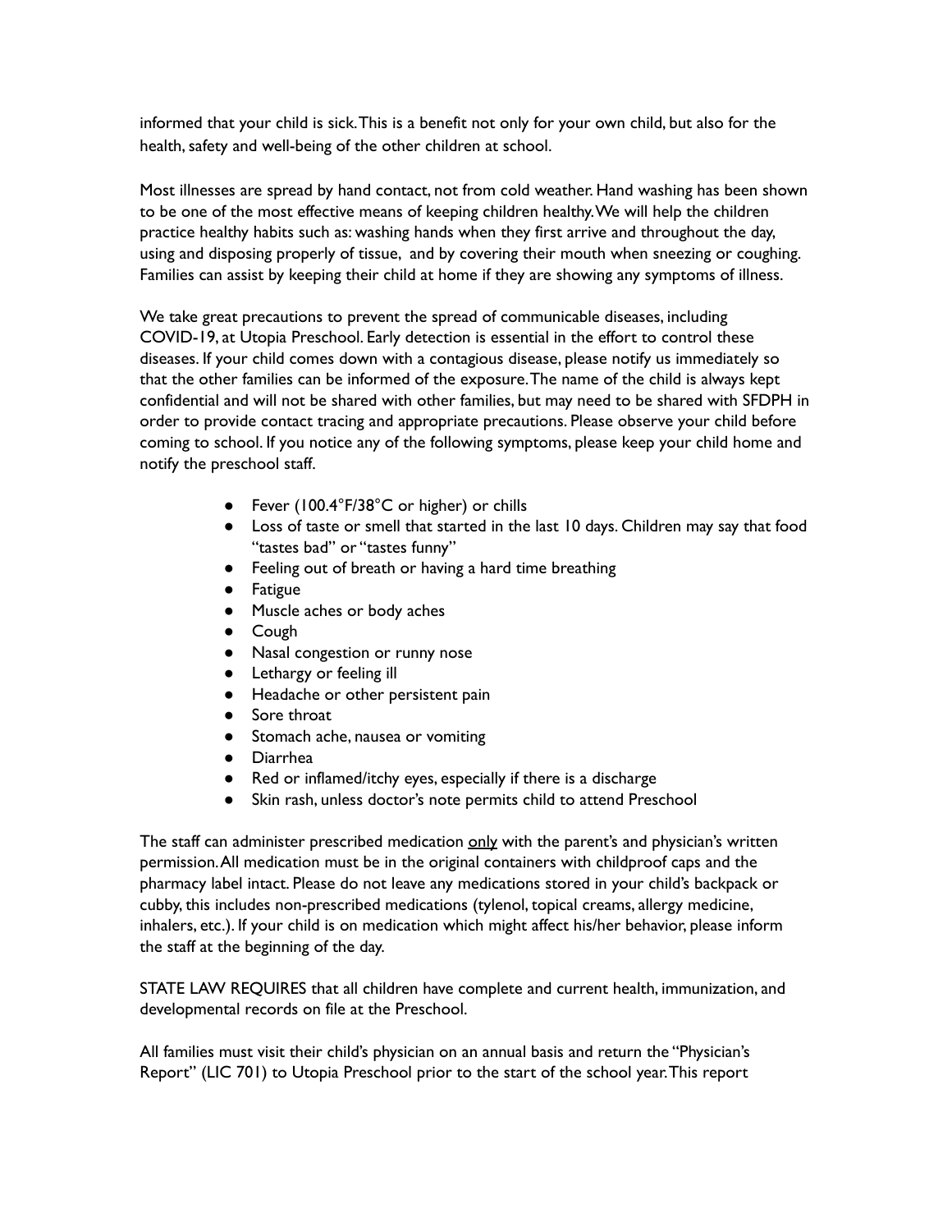informed that your child is sick. This is a benefit not only for your own child, but also for the health, safety and well-being of the other children at school.

Most illnesses are spread by hand contact, not from cold weather. Hand washing has been shown to be one of the most effective means of keeping children healthy. We will help the children practice healthy habits such as: washing hands when they first arrive and throughout the day, using and disposing properly of tissue, and by covering their mouth when sneezing or coughing. Families can assist by keeping their child at home if they are showing any symptoms of illness.

We take great precautions to prevent the spread of communicable diseases, including COVID-19, at Utopia Preschool. Early detection is essential in the effort to control these diseases. If your child comes down with a contagious disease, please notify us immediately so that the other families can be informed of the exposure. The name of the child is always kept confidential and will not be shared with other families, but may need to be shared with SFDPH in order to provide contact tracing and appropriate precautions. Please observe your child before coming to school. If you notice any of the following symptoms, please keep your child home and notify the preschool staff.

- Fever (100.4°F/38°C or higher) or chills
- Loss of taste or smell that started in the last 10 days. Children may say that food "tastes bad" or "tastes funny"
- Feeling out of breath or having a hard time breathing
- Fatigue
- Muscle aches or body aches
- Cough
- Nasal congestion or runny nose
- Lethargy or feeling ill
- Headache or other persistent pain
- Sore throat
- Stomach ache, nausea or vomiting
- Diarrhea
- Red or inflamed/itchy eyes, especially if there is a discharge
- Skin rash, unless doctor's note permits child to attend Preschool

The staff can administer prescribed medication <u>only</u> with the parent's and physician's written permission. All medication must be in the original containers with childproof caps and the pharmacy label intact. Please do not leave any medications stored in your child's backpack or cubby, this includes non-prescribed medications (tylenol, topical creams, allergy medicine, inhalers, etc.). If your child is on medication which might affect his/her behavior, please inform the staff at the beginning of the day.

STATE LAW REQUIRES that all children have complete and current health, immunization, and developmental records on file at the Preschool.

All families must visit their child's physician on an annual basis and return the "Physician's Report" (LIC 701) to Utopia Preschool prior to the start of the school year. This report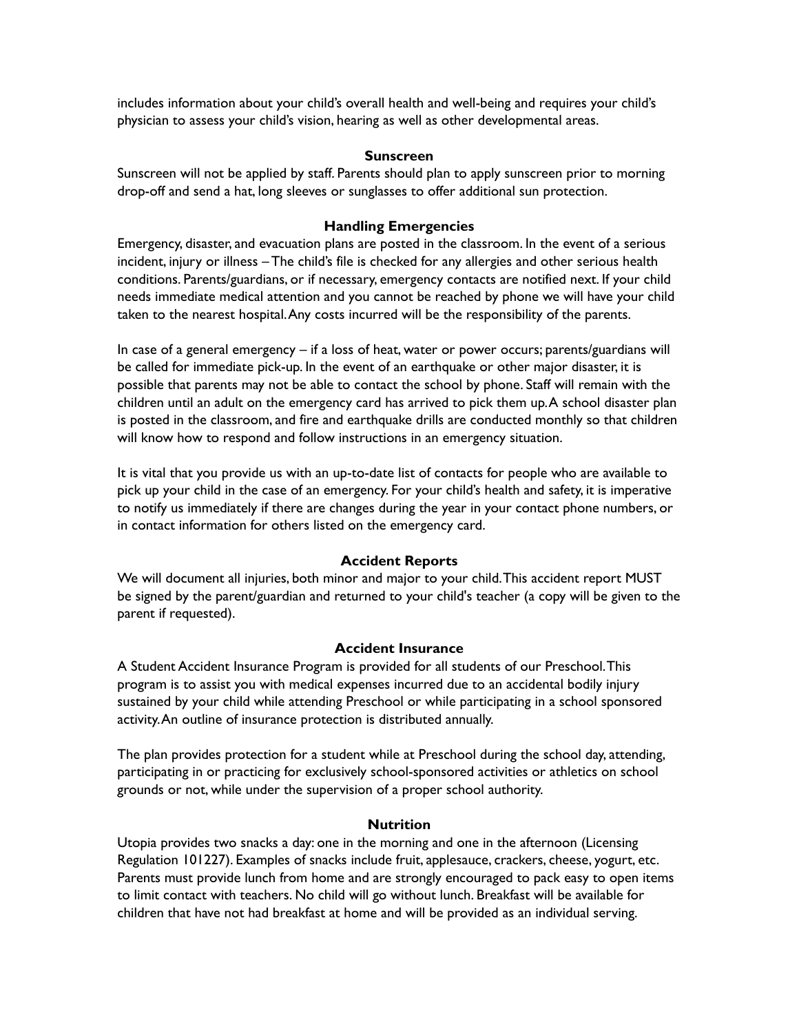includes information about your child's overall health and well-being and requires your child's physician to assess your child's vision, hearing as well as other developmental areas.

### Sunscreen

Sunscreen will not be applied by staff. Parents should plan to apply sunscreen prior to morning drop-off and send a hat, long sleeves or sunglasses to offer additional sun protection.

### Handling Emergencies

Emergency, disaster, and evacuation plans are posted in the classroom. In the event of a serious incident, injury or illness – The child's file is checked for any allergies and other serious health conditions. Parents/guardians, or if necessary, emergency contacts are notified next. If your child needs immediate medical attention and you cannot be reached by phone we will have your child taken to the nearest hospital. Any costs incurred will be the responsibility of the parents.

In case of a general emergency – if a loss of heat, water or power occurs; parents/guardians will be called for immediate pick-up. In the event of an earthquake or other major disaster, it is possible that parents may not be able to contact the school by phone. Staff will remain with the children until an adult on the emergency card has arrived to pick them up. A school disaster plan is posted in the classroom, and fire and earthquake drills are conducted monthly so that children will know how to respond and follow instructions in an emergency situation.

It is vital that you provide us with an up-to-date list of contacts for people who are available to pick up your child in the case of an emergency. For your child's health and safety, it is imperative to notify us immediately if there are changes during the year in your contact phone numbers, or in contact information for others listed on the emergency card.

### Accident Reports

We will document all injuries, both minor and major to your child. This accident report MUST be signed by the parent/guardian and returned to your child's teacher (a copy will be given to the parent if requested).

### Accident Insurance

A Student Accident Insurance Program is provided for all students of our Preschool. This program is to assist you with medical expenses incurred due to an accidental bodily injury sustained by your child while attending Preschool or while participating in a school sponsored activity. An outline of insurance protection is distributed annually.

The plan provides protection for a student while at Preschool during the school day, attending, participating in or practicing for exclusively school-sponsored activities or athletics on school grounds or not, while under the supervision of a proper school authority.

### Nutrition

Utopia provides two snacks a day: one in the morning and one in the afternoon (Licensing Regulation 101227). Examples of snacks include fruit, applesauce, crackers, cheese, yogurt, etc. Parents must provide lunch from home and are strongly encouraged to pack easy to open items to limit contact with teachers. No child will go without lunch. Breakfast will be available for children that have not had breakfast at home and will be provided as an individual serving.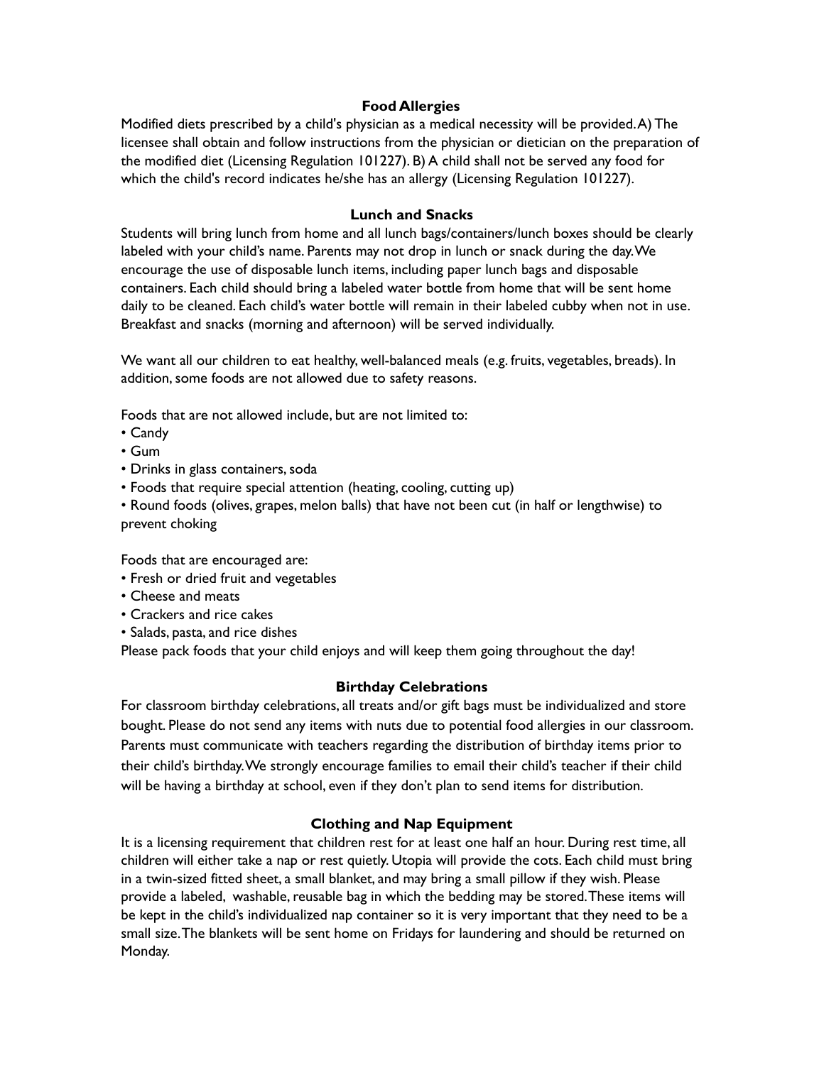## Food Allergies

Modified diets prescribed by a child's physician as a medical necessity will be provided. A) The licensee shall obtain and follow instructions from the physician or dietician on the preparation of the modified diet (Licensing Regulation 101227). B) A child shall not be served any food for which the child's record indicates he/she has an allergy (Licensing Regulation 101227).

## Lunch and Snacks

Students will bring lunch from home and all lunch bags/containers/lunch boxes should be clearly labeled with your child's name. Parents may not drop in lunch or snack during the day. We encourage the use of disposable lunch items, including paper lunch bags and disposable containers. Each child should bring a labeled water bottle from home that will be sent home daily to be cleaned. Each child's water bottle will remain in their labeled cubby when not in use. Breakfast and snacks (morning and afternoon) will be served individually.

We want all our children to eat healthy, well-balanced meals (e.g. fruits, vegetables, breads). In addition, some foods are not allowed due to safety reasons.

Foods that are not allowed include, but are not limited to:

- Candy
- Gum
- Drinks in glass containers, soda
- Foods that require special attention (heating, cooling, cutting up)
- Round foods (olives, grapes, melon balls) that have not been cut (in half or lengthwise) to prevent choking

Foods that are encouraged are:

- Fresh or dried fruit and vegetables
- Cheese and meats
- Crackers and rice cakes
- Salads, pasta, and rice dishes

Please pack foods that your child enjoys and will keep them going throughout the day!

## Birthday Celebrations

For classroom birthday celebrations, all treats and/or gift bags must be individualized and store bought. Please do not send any items with nuts due to potential food allergies in our classroom. Parents must communicate with teachers regarding the distribution of birthday items prior to their child's birthday. We strongly encourage families to email their child's teacher if their child will be having a birthday at school, even if they don't plan to send items for distribution.

## Clothing and Nap Equipment

It is a licensing requirement that children rest for at least one half an hour. During rest time, all children will either take a nap or rest quietly. Utopia will provide the cots. Each child must bring in a twin-sized fitted sheet, a small blanket, and may bring a small pillow if they wish. Please provide a labeled, washable, reusable bag in which the bedding may be stored. These items will be kept in the child's individualized nap container so it is very important that they need to be a small size. The blankets will be sent home on Fridays for laundering and should be returned on Monday.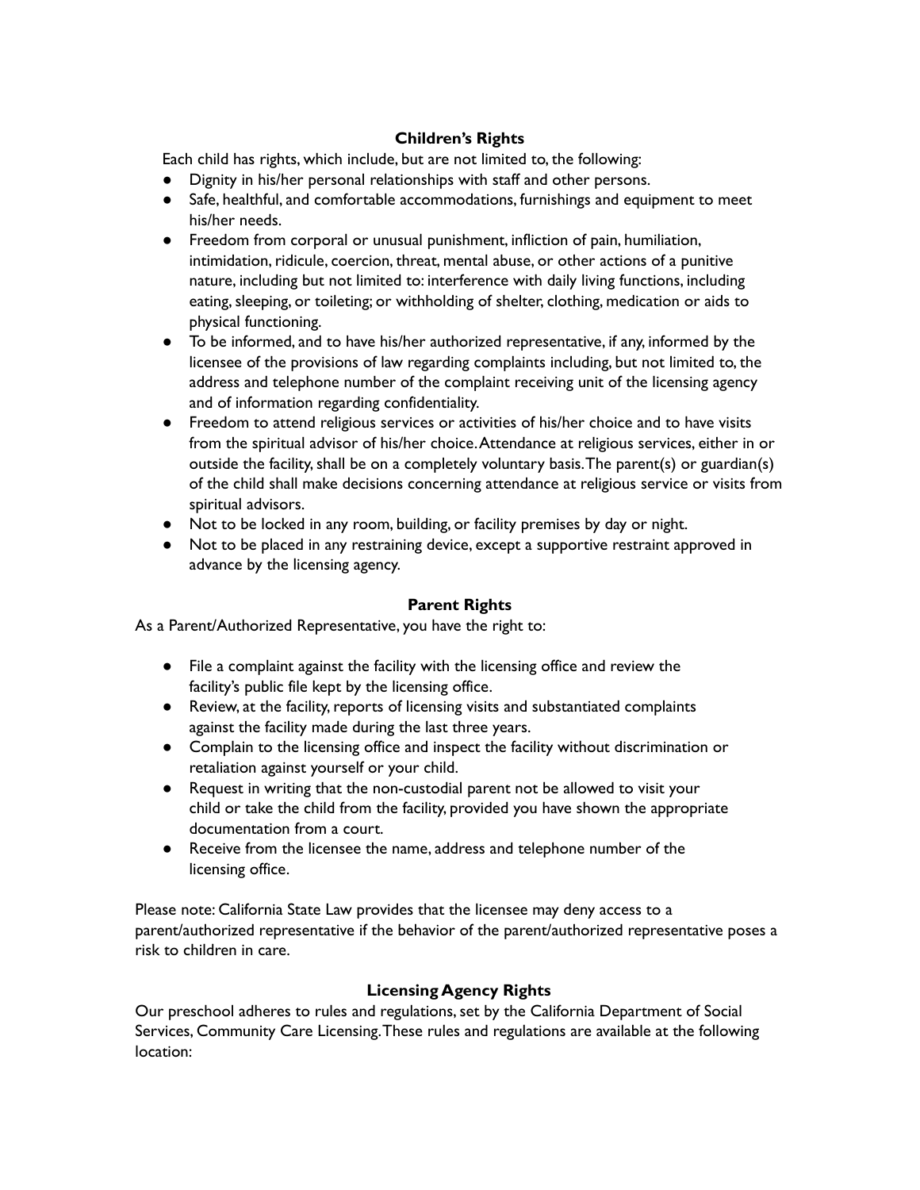## Children's Rights

Each child has rights, which include, but are not limited to, the following:

- Dignity in his/her personal relationships with staff and other persons.
- Safe, healthful, and comfortable accommodations, furnishings and equipment to meet his/her needs.
- Freedom from corporal or unusual punishment, infliction of pain, humiliation, intimidation, ridicule, coercion, threat, mental abuse, or other actions of a punitive nature, including but not limited to: interference with daily living functions, including eating, sleeping, or toileting; or withholding of shelter, clothing, medication or aids to physical functioning.
- To be informed, and to have his/her authorized representative, if any, informed by the licensee of the provisions of law regarding complaints including, but not limited to, the address and telephone number of the complaint receiving unit of the licensing agency and of information regarding confidentiality.
- Freedom to attend religious services or activities of his/her choice and to have visits from the spiritual advisor of his/her choice. Attendance at religious services, either in or outside the facility, shall be on a completely voluntary basis. The parent(s) or guardian(s) of the child shall make decisions concerning attendance at religious service or visits from spiritual advisors.
- Not to be locked in any room, building, or facility premises by day or night.
- Not to be placed in any restraining device, except a supportive restraint approved in advance by the licensing agency.

## Parent Rights

As a Parent/Authorized Representative, you have the right to:

- File a complaint against the facility with the licensing office and review the facility's public file kept by the licensing office.
- Review, at the facility, reports of licensing visits and substantiated complaints against the facility made during the last three years.
- Complain to the licensing office and inspect the facility without discrimination or retaliation against yourself or your child.
- Request in writing that the non-custodial parent not be allowed to visit your child or take the child from the facility, provided you have shown the appropriate documentation from a court.
- Receive from the licensee the name, address and telephone number of the licensing office.

Please note: California State Law provides that the licensee may deny access to a parent/authorized representative if the behavior of the parent/authorized representative poses a risk to children in care.

## Licensing Agency Rights

Our preschool adheres to rules and regulations, set by the California Department of Social Services, Community Care Licensing. These rules and regulations are available at the following location: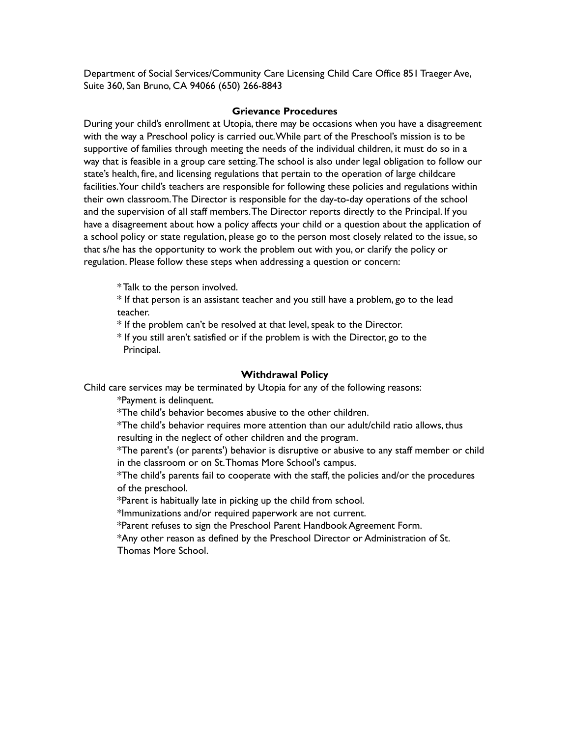Department of Social Services/Community Care Licensing Child Care Office 851 Traeger Ave, Suite 360, San Bruno, CA 94066 (650) 266-8843

### Grievance Procedures

During your child's enrollment at Utopia, there may be occasions when you have a disagreement with the way a Preschool policy is carried out. While part of the Preschool's mission is to be supportive of families through meeting the needs of the individual children, it must do so in a way that is feasible in a group care setting. The school is also under legal obligation to follow our state's health, fire, and licensing regulations that pertain to the operation of large childcare facilities. Your child's teachers are responsible for following these policies and regulations within their own classroom. The Director is responsible for the day-to-day operations of the school and the supervision of all staff members. The Director reports directly to the Principal. If you have a disagreement about how a policy affects your child or a question about the application of a school policy or state regulation, please go to the person most closely related to the issue, so that s/he has the opportunity to work the problem out with you, or clarify the policy or regulation. Please follow these steps when addressing a question or concern:

* Talk to the person involved.
* If that person is an assistant teacher and you still have a problem, go to the lead teacher.
* If the problem can't be resolved at that level, speak to the Director.
* If you still aren't satisfied or if the problem is with the Director, go to the Principal.

### Withdrawal Policy

Child care services may be terminated by Utopia for any of the following reasons:

* Payment is delinquent.
* The child's behavior becomes abusive to the other children.
* The child's behavior requires more attention than our adult/child ratio allows, thus resulting in the neglect of other children and the program.
* The parent's (or parents') behavior is disruptive or abusive to any staff member or child in the classroom or on St. Thomas More School's campus.
* The child's parents fail to cooperate with the staff, the policies and/or the procedures of the preschool.
* Parent is habitually late in picking up the child from school.
* Immunizations and/or required paperwork are not current.
* Parent refuses to sign the Preschool Parent Handbook Agreement Form.
* Any other reason as defined by the Preschool Director or Administration of St. Thomas More School.